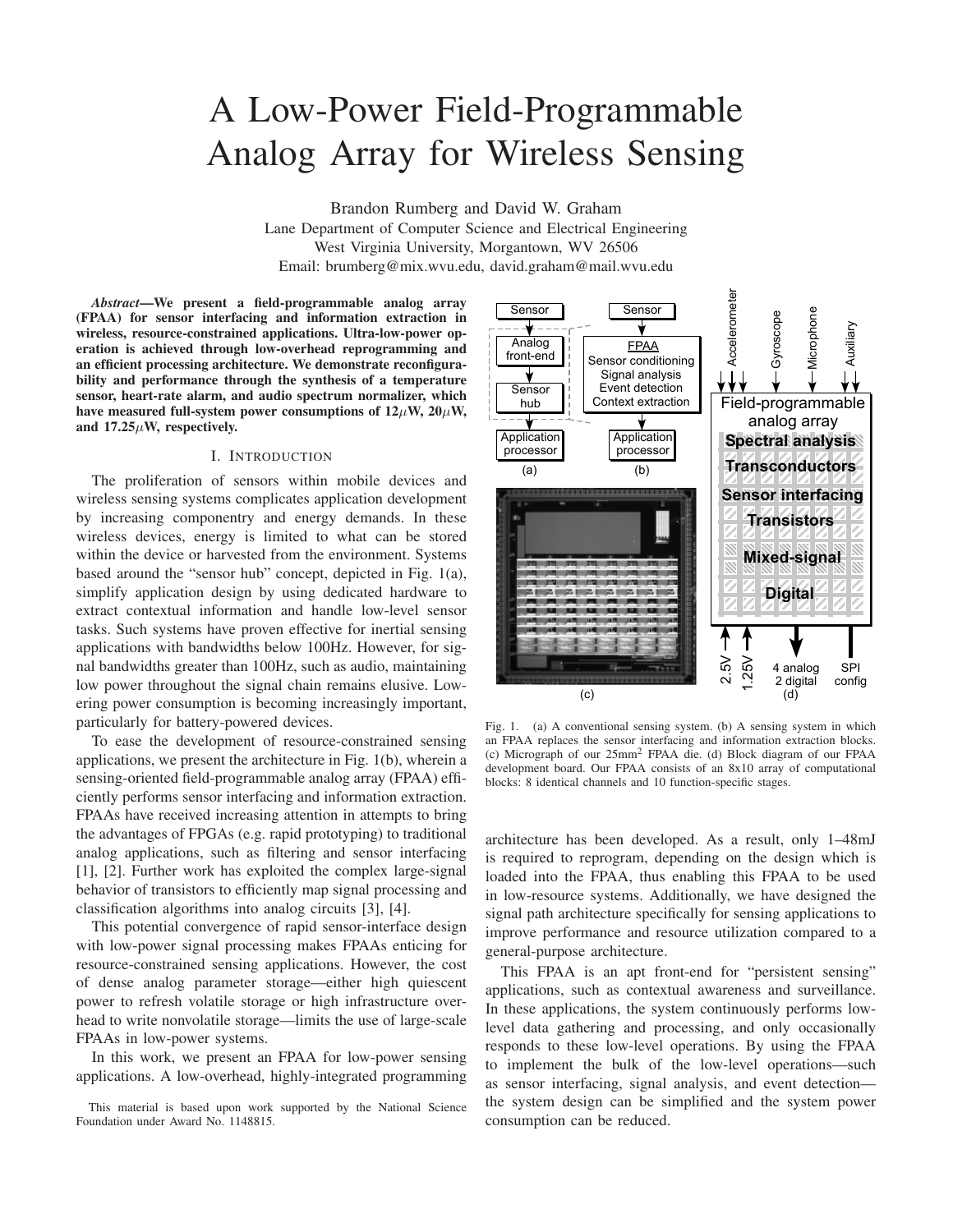# A Low-Power Field-Programmable Analog Array for Wireless Sensing

Brandon Rumberg and David W. Graham
Lane Department of Computer Science and Electrical Engineering
West Virginia University, Morgantown, WV 26506
Email: brumberg@mix.wvu.edu, david.graham@mail.wvu.edu

***Abstract*—We present a field-programmable analog array (FPAA) for sensor interfacing and information extraction in wireless, resource-constrained applications. Ultra-low-power operation is achieved through low-overhead reprogramming and an efficient processing architecture. We demonstrate reconfigurability and performance through the synthesis of a temperature sensor, heart-rate alarm, and audio spectrum normalizer, which have measured full-system power consumptions of 12$\mu$W, 20$\mu$W, and 17.25$\mu$W, respectively.**

## I. Introduction

The proliferation of sensors within mobile devices and wireless sensing systems complicates application development by increasing componentry and energy demands. In these wireless devices, energy is limited to what can be stored within the device or harvested from the environment. Systems based around the "sensor hub" concept, depicted in Fig. 1(a), simplify application design by using dedicated hardware to extract contextual information and handle low-level sensor tasks. Such systems have proven effective for inertial sensing applications with bandwidths below 100Hz. However, for signal bandwidths greater than 100Hz, such as audio, maintaining low power throughout the signal chain remains elusive. Lowering power consumption is becoming increasingly important, particularly for battery-powered devices.

To ease the development of resource-constrained sensing applications, we present the architecture in Fig. 1(b), wherein a sensing-oriented field-programmable analog array (FPAA) efficiently performs sensor interfacing and information extraction. FPAAs have received increasing attention in attempts to bring the advantages of FPGAs (e.g. rapid prototyping) to traditional analog applications, such as filtering and sensor interfacing [1], [2]. Further work has exploited the complex large-signal behavior of transistors to efficiently map signal processing and classification algorithms into analog circuits [3], [4].

This potential convergence of rapid sensor-interface design with low-power signal processing makes FPAAs enticing for resource-constrained sensing applications. However, the cost of dense analog parameter storage—either high quiescent power to refresh volatile storage or high infrastructure overhead to write nonvolatile storage—limits the use of large-scale FPAAs in low-power systems.

In this work, we present an FPAA for low-power sensing applications. A low-overhead, highly-integrated programming architecture has been developed. As a result, only 1–48mJ is required to reprogram, depending on the design which is loaded into the FPAA, thus enabling this FPAA to be used in low-resource systems. Additionally, we have designed the signal path architecture specifically for sensing applications to improve performance and resource utilization compared to a general-purpose architecture.

This FPAA is an apt front-end for "persistent sensing" applications, such as contextual awareness and surveillance. In these applications, the system continuously performs low-level data gathering and processing, and only occasionally responds to these low-level operations. By using the FPAA to implement the bulk of the low-level operations—such as sensor interfacing, signal analysis, and event detection—the system design can be simplified and the system power consumption can be reduced.

Fig. 1. (a) A conventional sensing system. (b) A sensing system in which an FPAA replaces the sensor interfacing and information extraction blocks. (c) Micrograph of our 25mm$^2$ FPAA die. (d) Block diagram of our FPAA development board. Our FPAA consists of an 8x10 array of computational blocks: 8 identical channels and 10 function-specific stages.

This material is based upon work supported by the National Science Foundation under Award No. 1148815.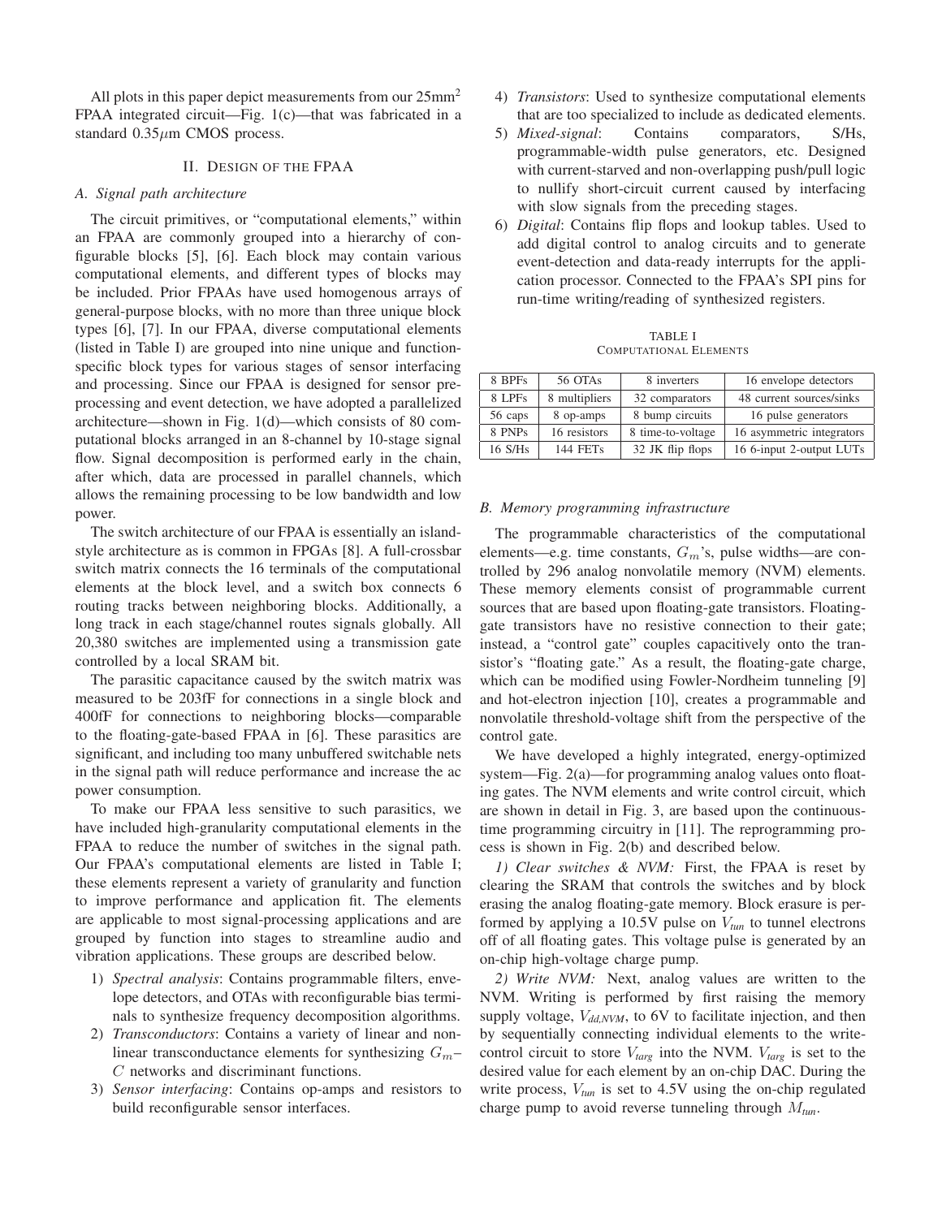All plots in this paper depict measurements from our 25mm$^2$ FPAA integrated circuit—Fig. 1(c)—that was fabricated in a standard 0.35$\mu$m CMOS process.

## II. Design of the FPAA

### A. Signal path architecture

The circuit primitives, or "computational elements," within an FPAA are commonly grouped into a hierarchy of configurable blocks [5], [6]. Each block may contain various computational elements, and different types of blocks may be included. Prior FPAAs have used homogenous arrays of general-purpose blocks, with no more than three unique block types [6], [7]. In our FPAA, diverse computational elements (listed in Table I) are grouped into nine unique and function-specific block types for various stages of sensor interfacing and processing. Since our FPAA is designed for sensor pre-processing and event detection, we have adopted a parallelized architecture—shown in Fig. 1(d)—which consists of 80 computational blocks arranged in an 8-channel by 10-stage signal flow. Signal decomposition is performed early in the chain, after which, data are processed in parallel channels, which allows the remaining processing to be low bandwidth and low power.

The switch architecture of our FPAA is essentially an island-style architecture as is common in FPGAs [8]. A full-crossbar switch matrix connects the 16 terminals of the computational elements at the block level, and a switch box connects 6 routing tracks between neighboring blocks. Additionally, a long track in each stage/channel routes signals globally. All 20,380 switches are implemented using a transmission gate controlled by a local SRAM bit.

The parasitic capacitance caused by the switch matrix was measured to be 203fF for connections in a single block and 400fF for connections to neighboring blocks—comparable to the floating-gate-based FPAA in [6]. These parasitics are significant, and including too many unbuffered switchable nets in the signal path will reduce performance and increase the ac power consumption.

To make our FPAA less sensitive to such parasitics, we have included high-granularity computational elements in the FPAA to reduce the number of switches in the signal path. Our FPAA's computational elements are listed in Table I; these elements represent a variety of granularity and function to improve performance and application fit. The elements are applicable to most signal-processing applications and are grouped by function into stages to streamline audio and vibration applications. These groups are described below.

1) *Spectral analysis*: Contains programmable filters, envelope detectors, and OTAs with reconfigurable bias terminals to synthesize frequency decomposition algorithms.
2) *Transconductors*: Contains a variety of linear and nonlinear transconductance elements for synthesizing $G_m$–$C$ networks and discriminant functions.
3) *Sensor interfacing*: Contains op-amps and resistors to build reconfigurable sensor interfaces.
4) *Transistors*: Used to synthesize computational elements that are too specialized to include as dedicated elements.
5) *Mixed-signal*: Contains comparators, S/Hs, programmable-width pulse generators, etc. Designed with current-starved and non-overlapping push/pull logic to nullify short-circuit current caused by interfacing with slow signals from the preceding stages.
6) *Digital*: Contains flip flops and lookup tables. Used to add digital control to analog circuits and to generate event-detection and data-ready interrupts for the application processor. Connected to the FPAA's SPI pins for run-time writing/reading of synthesized registers.

TABLE I
Computational Elements

| | | | |
|---|---|---|---|
| 8 BPFs | 56 OTAs | 8 inverters | 16 envelope detectors |
| 8 LPFs | 8 multipliers | 32 comparators | 48 current sources/sinks |
| 56 caps | 8 op-amps | 8 bump circuits | 16 pulse generators |
| 8 PNPs | 16 resistors | 8 time-to-voltage | 16 asymmetric integrators |
| 16 S/Hs | 144 FETs | 32 JK flip flops | 16 6-input 2-output LUTs |

### B. Memory programming infrastructure

The programmable characteristics of the computational elements—e.g. time constants, $G_m$'s, pulse widths—are controlled by 296 analog nonvolatile memory (NVM) elements. These memory elements consist of programmable current sources that are based upon floating-gate transistors. Floating-gate transistors have no resistive connection to their gate; instead, a "control gate" couples capacitively onto the transistor's "floating gate." As a result, the floating-gate charge, which can be modified using Fowler-Nordheim tunneling [9] and hot-electron injection [10], creates a programmable and nonvolatile threshold-voltage shift from the perspective of the control gate.

We have developed a highly integrated, energy-optimized system—Fig. 2(a)—for programming analog values onto floating gates. The NVM elements and write control circuit, which are shown in detail in Fig. 3, are based upon the continuous-time programming circuitry in [11]. The reprogramming process is shown in Fig. 2(b) and described below.

*1) Clear switches & NVM:* First, the FPAA is reset by clearing the SRAM that controls the switches and by block erasing the analog floating-gate memory. Block erasure is performed by applying a 10.5V pulse on $V_{tun}$ to tunnel electrons off of all floating gates. This voltage pulse is generated by an on-chip high-voltage charge pump.

*2) Write NVM:* Next, analog values are written to the NVM. Writing is performed by first raising the memory supply voltage, $V_{dd,NVM}$, to 6V to facilitate injection, and then by sequentially connecting individual elements to the write-control circuit to store $V_{targ}$ into the NVM. $V_{targ}$ is set to the desired value for each element by an on-chip DAC. During the write process, $V_{tun}$ is set to 4.5V using the on-chip regulated charge pump to avoid reverse tunneling through $M_{tun}$.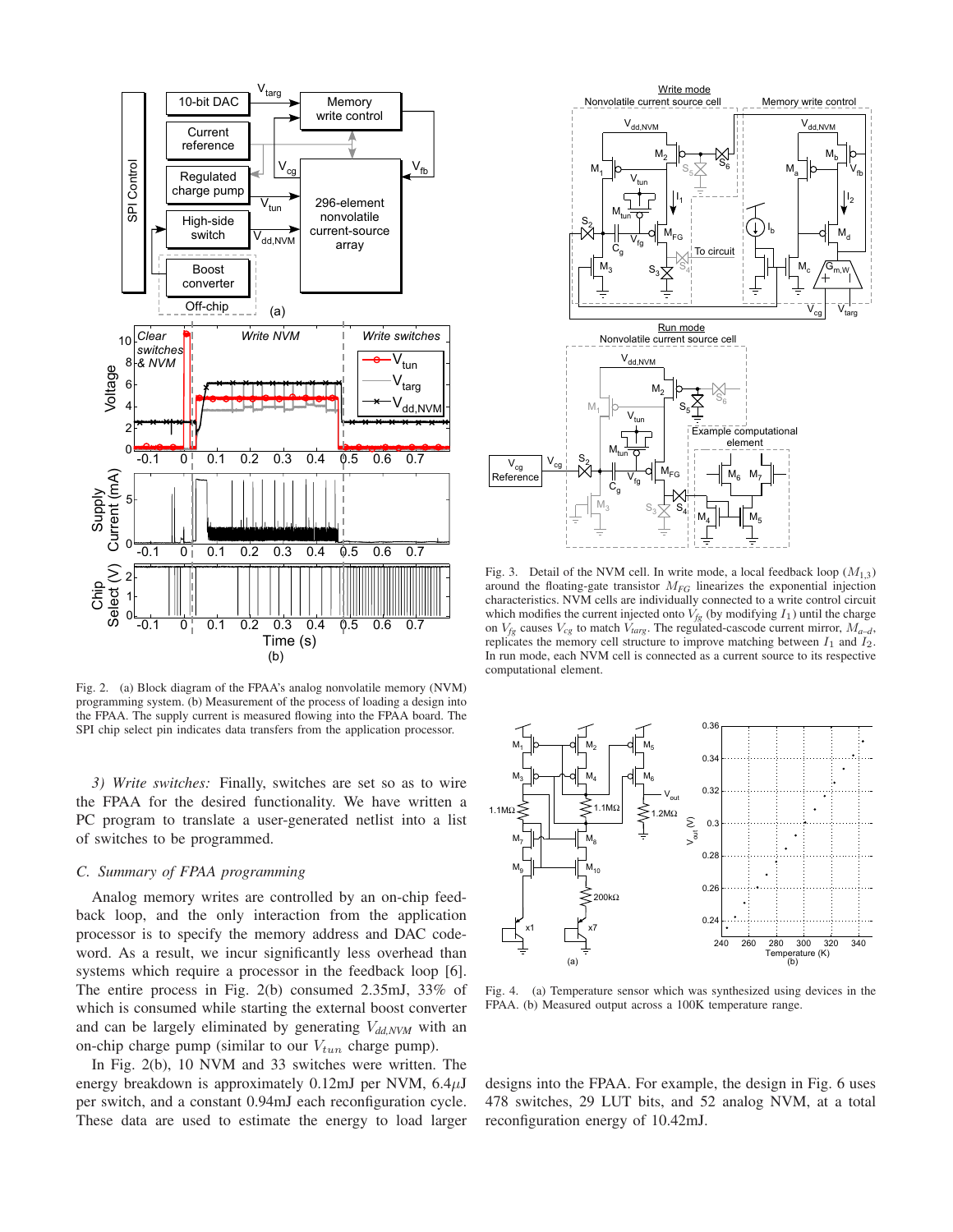Fig. 2. (a) Block diagram of the FPAA's analog nonvolatile memory (NVM) programming system. (b) Measurement of the process of loading a design into the FPAA. The supply current is measured flowing into the FPAA board. The SPI chip select pin indicates data transfers from the application processor.

*3) Write switches:* Finally, switches are set so as to wire the FPAA for the desired functionality. We have written a PC program to translate a user-generated netlist into a list of switches to be programmed.

### C. Summary of FPAA programming

Analog memory writes are controlled by an on-chip feedback loop, and the only interaction from the application processor is to specify the memory address and DAC codeword. As a result, we incur significantly less overhead than systems which require a processor in the feedback loop [6]. The entire process in Fig. 2(b) consumed 2.35mJ, 33% of which is consumed while starting the external boost converter and can be largely eliminated by generating $V_{dd,NVM}$ with an on-chip charge pump (similar to our $V_{tun}$ charge pump).

In Fig. 2(b), 10 NVM and 33 switches were written. The energy breakdown is approximately 0.12mJ per NVM, 6.4$\mu$J per switch, and a constant 0.94mJ each reconfiguration cycle. These data are used to estimate the energy to load larger designs into the FPAA. For example, the design in Fig. 6 uses 478 switches, 29 LUT bits, and 52 analog NVM, at a total reconfiguration energy of 10.42mJ.

Fig. 3. Detail of the NVM cell. In write mode, a local feedback loop ($M_{1,3}$) around the floating-gate transistor $M_{FG}$ linearizes the exponential injection characteristics. NVM cells are individually connected to a write control circuit which modifies the current injected onto $V_{fg}$ (by modifying $I_1$) until the charge on $V_{fg}$ causes $V_{cg}$ to match $V_{targ}$. The regulated-cascode current mirror, $M_{a\text{–}d}$, replicates the memory cell structure to improve matching between $I_1$ and $I_2$. In run mode, each NVM cell is connected as a current source to its respective computational element.

Fig. 4. (a) Temperature sensor which was synthesized using devices in the FPAA. (b) Measured output across a 100K temperature range.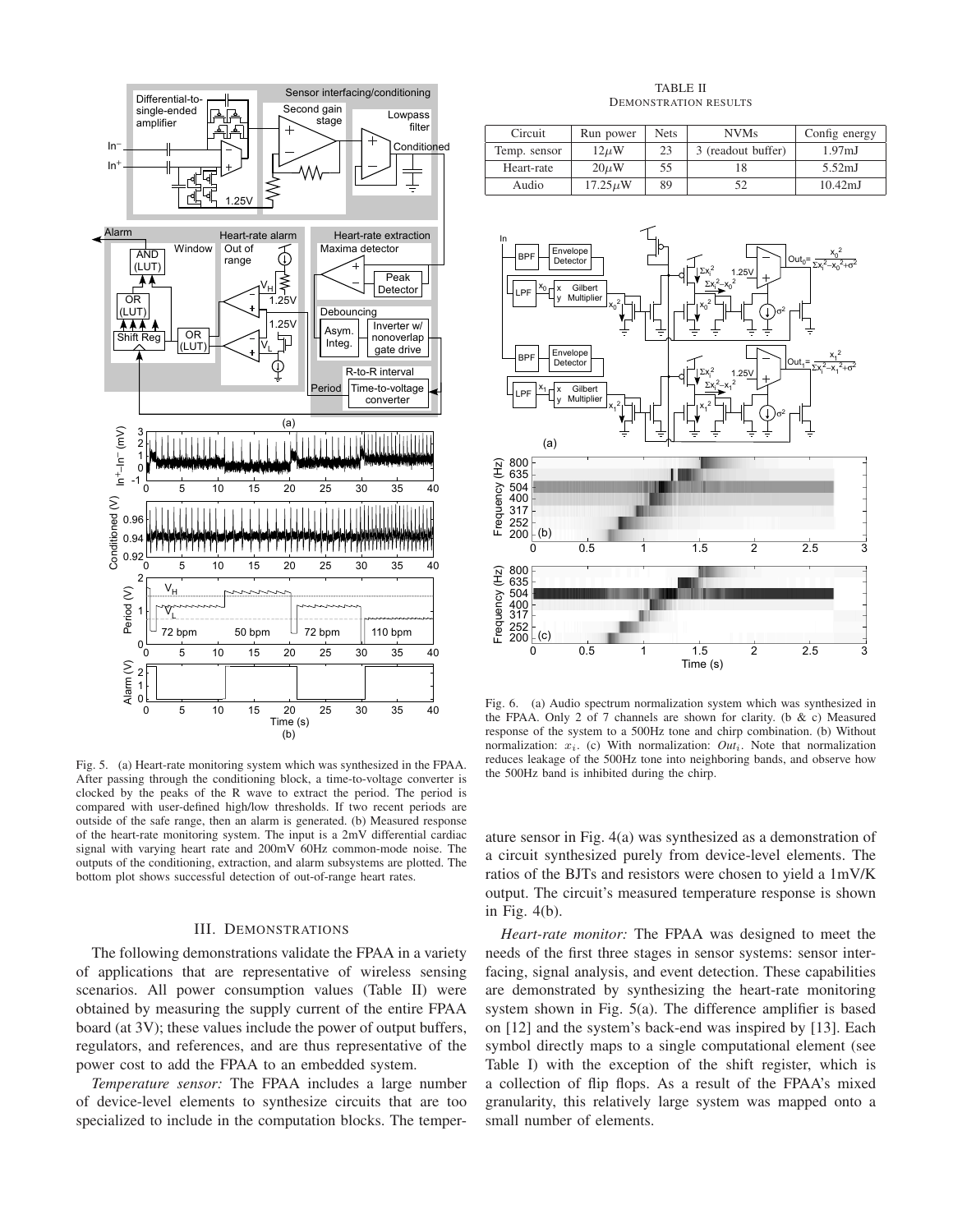Fig. 5. (a) Heart-rate monitoring system which was synthesized in the FPAA. After passing through the conditioning block, a time-to-voltage converter is clocked by the peaks of the R wave to extract the period. The period is compared with user-defined high/low thresholds. If two recent periods are outside of the safe range, then an alarm is generated. (b) Measured response of the heart-rate monitoring system. The input is a 2mV differential cardiac signal with varying heart rate and 200mV 60Hz common-mode noise. The outputs of the conditioning, extraction, and alarm subsystems are plotted. The bottom plot shows successful detection of out-of-range heart rates.

TABLE II
DEMONSTRATION RESULTS

| Circuit | Run power | Nets | NVMs | Config energy |
|---|---|---|---|---|
| Temp. sensor | $12\mu$W | 23 | 3 (readout buffer) | 1.97mJ |
| Heart-rate | $20\mu$W | 55 | 18 | 5.52mJ |
| Audio | $17.25\mu$W | 89 | 52 | 10.42mJ |

Fig. 6. (a) Audio spectrum normalization system which was synthesized in the FPAA. Only 2 of 7 channels are shown for clarity. (b & c) Measured response of the system to a 500Hz tone and chirp combination. (b) Without normalization: $x_i$. (c) With normalization: $Out_i$. Note that normalization reduces leakage of the 500Hz tone into neighboring bands, and observe how the 500Hz band is inhibited during the chirp.

## III. Demonstrations

The following demonstrations validate the FPAA in a variety of applications that are representative of wireless sensing scenarios. All power consumption values (Table II) were obtained by measuring the supply current of the entire FPAA board (at 3V); these values include the power of output buffers, regulators, and references, and are thus representative of the power cost to add the FPAA to an embedded system.

*Temperature sensor:* The FPAA includes a large number of device-level elements to synthesize circuits that are too specialized to include in the computation blocks. The temperature sensor in Fig. 4(a) was synthesized as a demonstration of a circuit synthesized purely from device-level elements. The ratios of the BJTs and resistors were chosen to yield a 1mV/K output. The circuit's measured temperature response is shown in Fig. 4(b).

*Heart-rate monitor:* The FPAA was designed to meet the needs of the first three stages in sensor systems: sensor interfacing, signal analysis, and event detection. These capabilities are demonstrated by synthesizing the heart-rate monitoring system shown in Fig. 5(a). The difference amplifier is based on [12] and the system's back-end was inspired by [13]. Each symbol directly maps to a single computational element (see Table I) with the exception of the shift register, which is a collection of flip flops. As a result of the FPAA's mixed granularity, this relatively large system was mapped onto a small number of elements.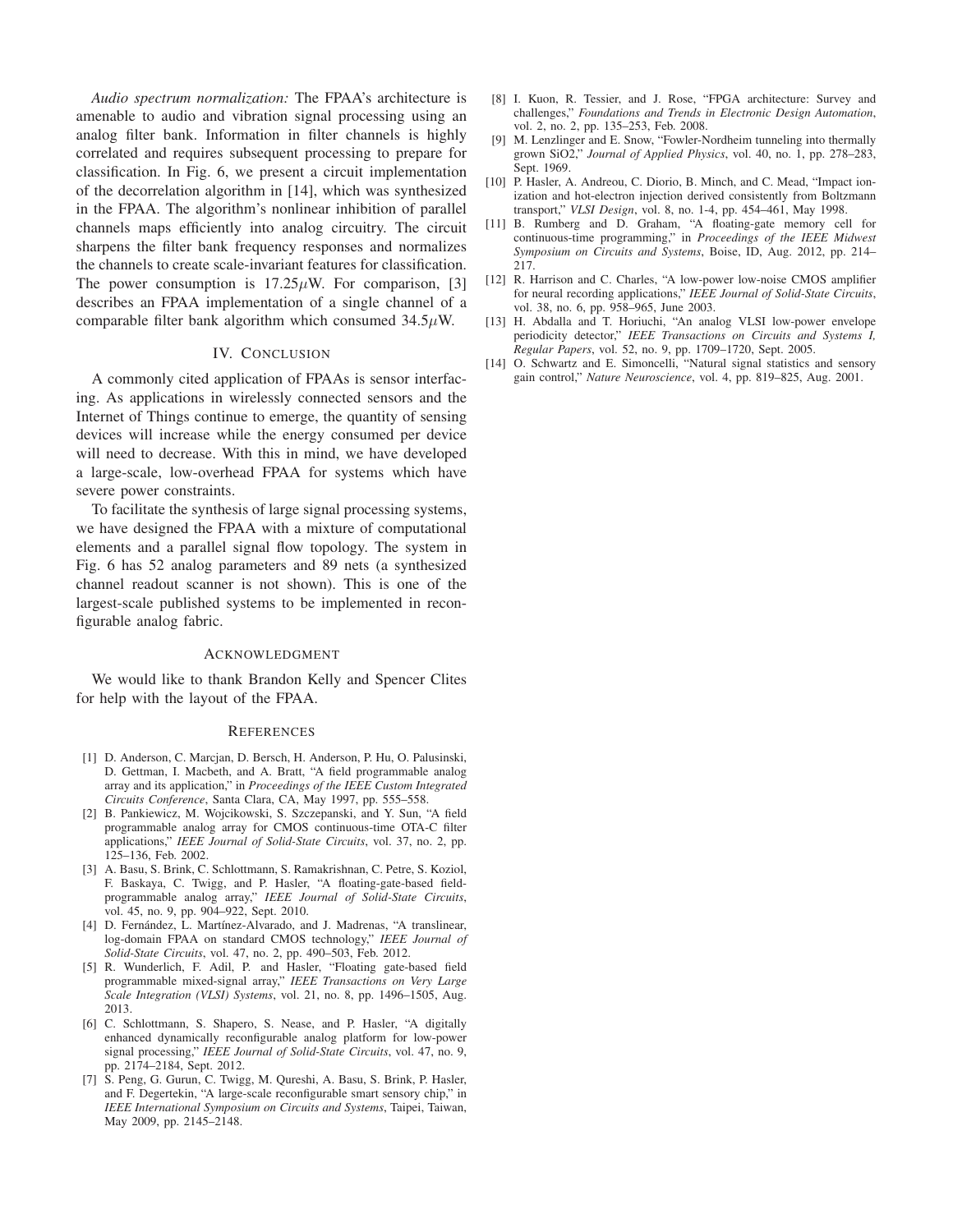*Audio spectrum normalization:* The FPAA's architecture is amenable to audio and vibration signal processing using an analog filter bank. Information in filter channels is highly correlated and requires subsequent processing to prepare for classification. In Fig. 6, we present a circuit implementation of the decorrelation algorithm in [14], which was synthesized in the FPAA. The algorithm's nonlinear inhibition of parallel channels maps efficiently into analog circuitry. The circuit sharpens the filter bank frequency responses and normalizes the channels to create scale-invariant features for classification. The power consumption is $17.25\mu$W. For comparison, [3] describes an FPAA implementation of a single channel of a comparable filter bank algorithm which consumed $34.5\mu$W.

## IV. Conclusion

A commonly cited application of FPAAs is sensor interfacing. As applications in wirelessly connected sensors and the Internet of Things continue to emerge, the quantity of sensing devices will increase while the energy consumed per device will need to decrease. With this in mind, we have developed a large-scale, low-overhead FPAA for systems which have severe power constraints.

To facilitate the synthesis of large signal processing systems, we have designed the FPAA with a mixture of computational elements and a parallel signal flow topology. The system in Fig. 6 has 52 analog parameters and 89 nets (a synthesized channel readout scanner is not shown). This is one of the largest-scale published systems to be implemented in reconfigurable analog fabric.

## Acknowledgment

We would like to thank Brandon Kelly and Spencer Clites for help with the layout of the FPAA.

## References

[1] D. Anderson, C. Marcjan, D. Bersch, H. Anderson, P. Hu, O. Palusinski, D. Gettman, I. Macbeth, and A. Bratt, "A field programmable analog array and its application," in *Proceedings of the IEEE Custom Integrated Circuits Conference*, Santa Clara, CA, May 1997, pp. 555–558.

[2] B. Pankiewicz, M. Wojcikowski, S. Szczepanski, and Y. Sun, "A field programmable analog array for CMOS continuous-time OTA-C filter applications," *IEEE Journal of Solid-State Circuits*, vol. 37, no. 2, pp. 125–136, Feb. 2002.

[3] A. Basu, S. Brink, C. Schlottmann, S. Ramakrishnan, C. Petre, S. Koziol, F. Baskaya, C. Twigg, and P. Hasler, "A floating-gate-based field-programmable analog array," *IEEE Journal of Solid-State Circuits*, vol. 45, no. 9, pp. 904–922, Sept. 2010.

[4] D. Fernández, L. Martínez-Alvarado, and J. Madrenas, "A translinear, log-domain FPAA on standard CMOS technology," *IEEE Journal of Solid-State Circuits*, vol. 47, no. 2, pp. 490–503, Feb. 2012.

[5] R. Wunderlich, F. Adil, P. and Hasler, "Floating gate-based field programmable mixed-signal array," *IEEE Transactions on Very Large Scale Integration (VLSI) Systems*, vol. 21, no. 8, pp. 1496–1505, Aug. 2013.

[6] C. Schlottmann, S. Shapero, S. Nease, and P. Hasler, "A digitally enhanced dynamically reconfigurable analog platform for low-power signal processing," *IEEE Journal of Solid-State Circuits*, vol. 47, no. 9, pp. 2174–2184, Sept. 2012.

[7] S. Peng, G. Gurun, C. Twigg, M. Qureshi, A. Basu, S. Brink, P. Hasler, and F. Degertekin, "A large-scale reconfigurable smart sensory chip," in *IEEE International Symposium on Circuits and Systems*, Taipei, Taiwan, May 2009, pp. 2145–2148.

[8] I. Kuon, R. Tessier, and J. Rose, "FPGA architecture: Survey and challenges," *Foundations and Trends in Electronic Design Automation*, vol. 2, no. 2, pp. 135–253, Feb. 2008.

[9] M. Lenzlinger and E. Snow, "Fowler-Nordheim tunneling into thermally grown SiO2," *Journal of Applied Physics*, vol. 40, no. 1, pp. 278–283, Sept. 1969.

[10] P. Hasler, A. Andreou, C. Diorio, B. Minch, and C. Mead, "Impact ionization and hot-electron injection derived consistently from Boltzmann transport," *VLSI Design*, vol. 8, no. 1-4, pp. 454–461, May 1998.

[11] B. Rumberg and D. Graham, "A floating-gate memory cell for continuous-time programming," in *Proceedings of the IEEE Midwest Symposium on Circuits and Systems*, Boise, ID, Aug. 2012, pp. 214–217.

[12] R. Harrison and C. Charles, "A low-power low-noise CMOS amplifier for neural recording applications," *IEEE Journal of Solid-State Circuits*, vol. 38, no. 6, pp. 958–965, June 2003.

[13] H. Abdalla and T. Horiuchi, "An analog VLSI low-power envelope periodicity detector," *IEEE Transactions on Circuits and Systems I, Regular Papers*, vol. 52, no. 9, pp. 1709–1720, Sept. 2005.

[14] O. Schwartz and E. Simoncelli, "Natural signal statistics and sensory gain control," *Nature Neuroscience*, vol. 4, pp. 819–825, Aug. 2001.